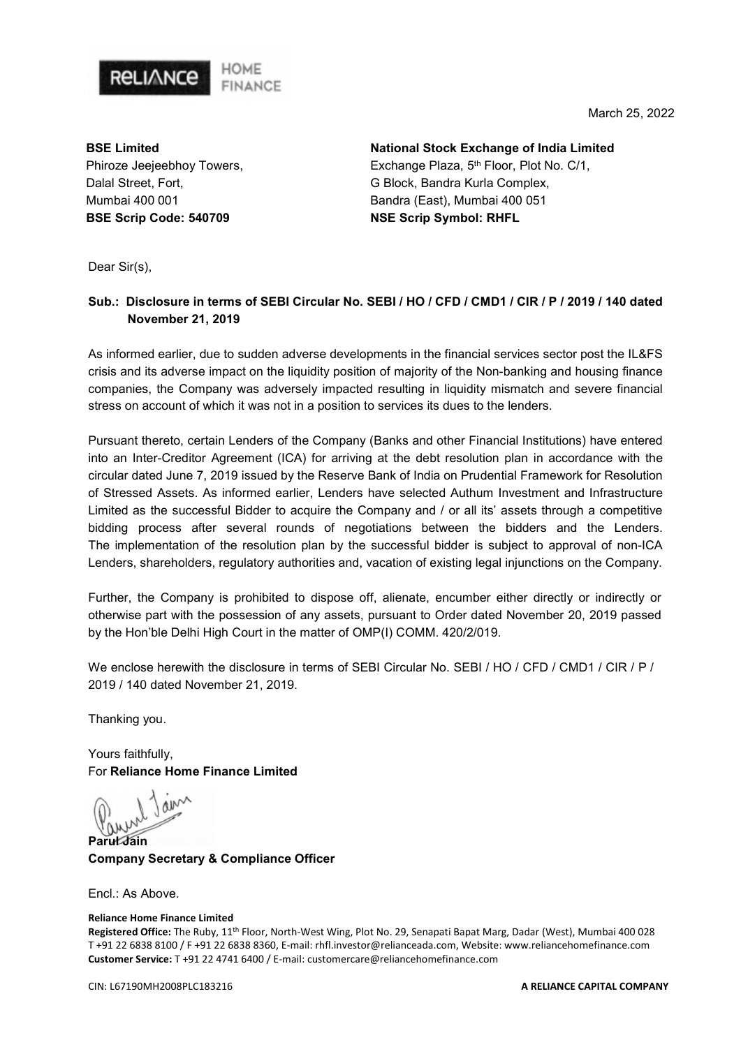March 25, 2022

**BSE Limited**
Phiroze Jeejeebhoy Towers,
Dalal Street, Fort,
Mumbai 400 001
**BSE Scrip Code: 540709**

**National Stock Exchange of India Limited**
Exchange Plaza, 5th Floor, Plot No. C/1,
G Block, Bandra Kurla Complex,
Bandra (East), Mumbai 400 051
**NSE Scrip Symbol: RHFL**

Dear Sir(s),

**Sub.: Disclosure in terms of SEBI Circular No. SEBI / HO / CFD / CMD1 / CIR / P / 2019 / 140 dated November 21, 2019**

As informed earlier, due to sudden adverse developments in the financial services sector post the IL&FS crisis and its adverse impact on the liquidity position of majority of the Non-banking and housing finance companies, the Company was adversely impacted resulting in liquidity mismatch and severe financial stress on account of which it was not in a position to services its dues to the lenders.

Pursuant thereto, certain Lenders of the Company (Banks and other Financial Institutions) have entered into an Inter-Creditor Agreement (ICA) for arriving at the debt resolution plan in accordance with the circular dated June 7, 2019 issued by the Reserve Bank of India on Prudential Framework for Resolution of Stressed Assets. As informed earlier, Lenders have selected Authum Investment and Infrastructure Limited as the successful Bidder to acquire the Company and / or all its' assets through a competitive bidding process after several rounds of negotiations between the bidders and the Lenders. The implementation of the resolution plan by the successful bidder is subject to approval of non-ICA Lenders, shareholders, regulatory authorities and, vacation of existing legal injunctions on the Company.

Further, the Company is prohibited to dispose off, alienate, encumber either directly or indirectly or otherwise part with the possession of any assets, pursuant to Order dated November 20, 2019 passed by the Hon'ble Delhi High Court in the matter of OMP(I) COMM. 420/2/019.

We enclose herewith the disclosure in terms of SEBI Circular No. SEBI / HO / CFD / CMD1 / CIR / P / 2019 / 140 dated November 21, 2019.

Thanking you.

Yours faithfully,
For **Reliance Home Finance Limited**

**Parul Jain**
**Company Secretary & Compliance Officer**

Encl.: As Above.

**Reliance Home Finance Limited**
**Registered Office:** The Ruby, 11th Floor, North-West Wing, Plot No. 29, Senapati Bapat Marg, Dadar (West), Mumbai 400 028
T +91 22 6838 8100 / F +91 22 6838 8360, E-mail: rhfl.investor@relianceada.com, Website: www.reliancehomefinance.com
**Customer Service:** T +91 22 4741 6400 / E-mail: customercare@reliancehomefinance.com

CIN: L67190MH2008PLC183216

**A RELIANCE CAPITAL COMPANY**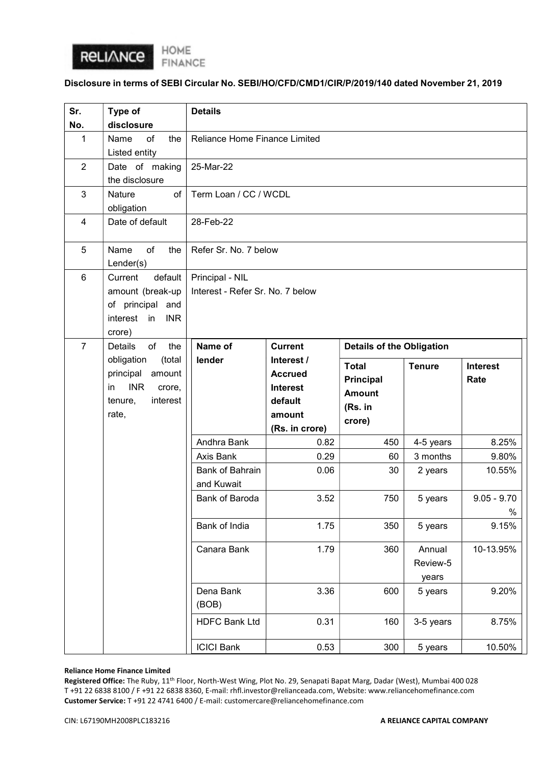**Disclosure in terms of SEBI Circular No. SEBI/HO/CFD/CMD1/CIR/P/2019/140 dated November 21, 2019**

| Sr. No. | Type of disclosure | Details | | | | |
|---|---|---|---|---|---|---|
| 1 | Name of the Listed entity | Reliance Home Finance Limited | | | | |
| 2 | Date of making the disclosure | 25-Mar-22 | | | | |
| 3 | Nature of obligation | Term Loan / CC / WCDL | | | | |
| 4 | Date of default | 28-Feb-22 | | | | |
| 5 | Name of the Lender(s) | Refer Sr. No. 7 below | | | | |
| 6 | Current default amount (break-up of principal and interest in INR crore) | Principal - NIL<br>Interest - Refer Sr. No. 7 below | | | | |
| 7 | Details of the obligation (total principal amount in INR crore, tenure, interest rate, | **Name of lender** | **Current Interest / Accrued Interest default amount (Rs. in crore)** | **Details of the Obligation** | | |
| | | | | **Total Principal Amount (Rs. in crore)** | **Tenure** | **Interest Rate** |
| | | Andhra Bank | 0.82 | 450 | 4-5 years | 8.25% |
| | | Axis Bank | 0.29 | 60 | 3 months | 9.80% |
| | | Bank of Bahrain and Kuwait | 0.06 | 30 | 2 years | 10.55% |
| | | Bank of Baroda | 3.52 | 750 | 5 years | 9.05 - 9.70 % |
| | | Bank of India | 1.75 | 350 | 5 years | 9.15% |
| | | Canara Bank | 1.79 | 360 | Annual Review-5 years | 10-13.95% |
| | | Dena Bank (BOB) | 3.36 | 600 | 5 years | 9.20% |
| | | HDFC Bank Ltd | 0.31 | 160 | 3-5 years | 8.75% |
| | | ICICI Bank | 0.53 | 300 | 5 years | 10.50% |

**Reliance Home Finance Limited**

**Registered Office:** The Ruby, 11th Floor, North-West Wing, Plot No. 29, Senapati Bapat Marg, Dadar (West), Mumbai 400 028
T +91 22 6838 8100 / F +91 22 6838 8360, E-mail: rhfl.investor@relianceada.com, Website: www.reliancehomefinance.com
**Customer Service:** T +91 22 4741 6400 / E-mail: customercare@reliancehomefinance.com

CIN: L67190MH2008PLC183216

**A RELIANCE CAPITAL COMPANY**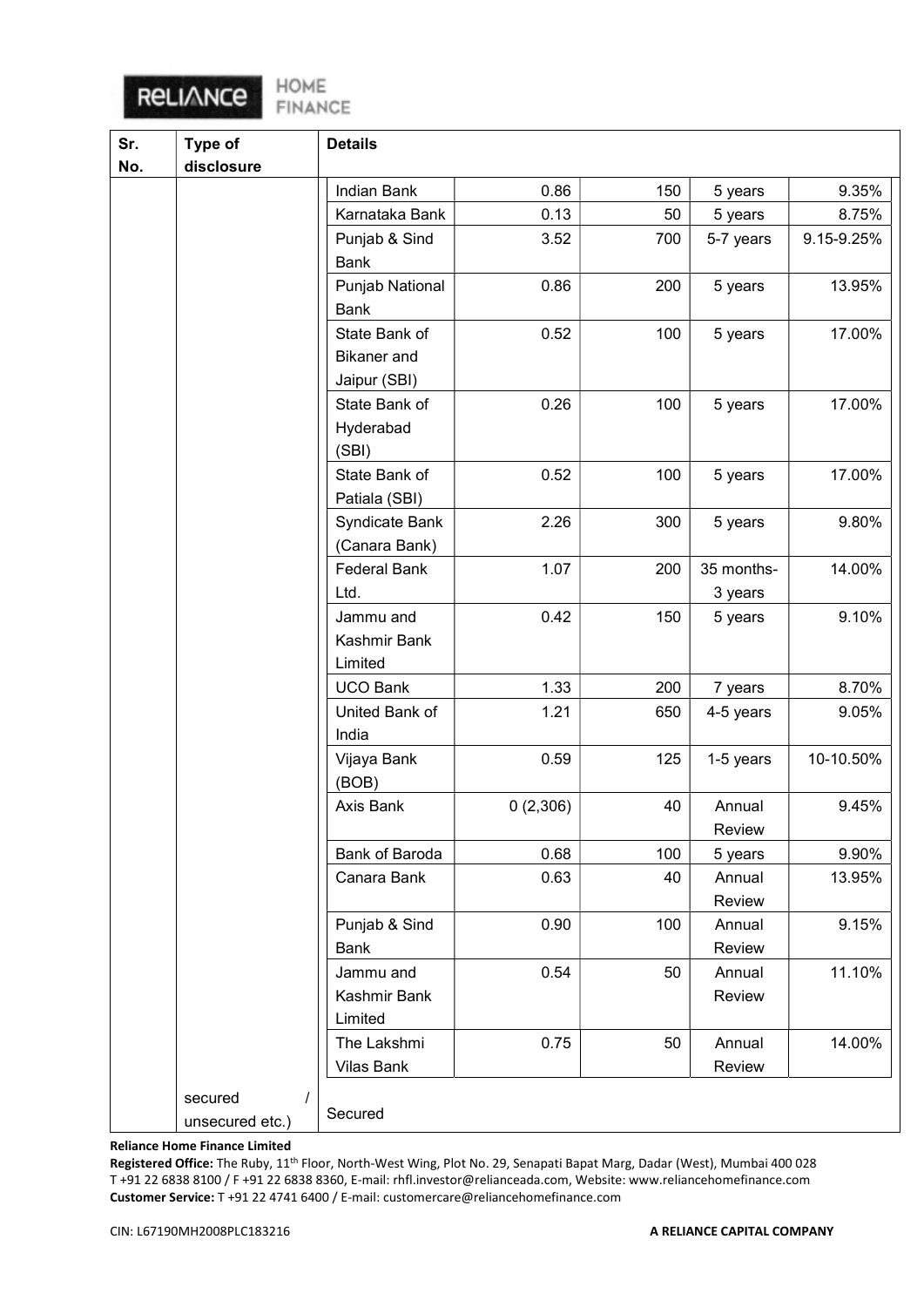| Sr. No. | Type of disclosure | Details | | | | |
|---|---|---|---|---|---|---|
| | | Indian Bank | 0.86 | 150 | 5 years | 9.35% |
| | | Karnataka Bank | 0.13 | 50 | 5 years | 8.75% |
| | | Punjab & Sind Bank | 3.52 | 700 | 5-7 years | 9.15-9.25% |
| | | Punjab National Bank | 0.86 | 200 | 5 years | 13.95% |
| | | State Bank of Bikaner and Jaipur (SBI) | 0.52 | 100 | 5 years | 17.00% |
| | | State Bank of Hyderabad (SBI) | 0.26 | 100 | 5 years | 17.00% |
| | | State Bank of Patiala (SBI) | 0.52 | 100 | 5 years | 17.00% |
| | | Syndicate Bank (Canara Bank) | 2.26 | 300 | 5 years | 9.80% |
| | | Federal Bank Ltd. | 1.07 | 200 | 35 months-3 years | 14.00% |
| | | Jammu and Kashmir Bank Limited | 0.42 | 150 | 5 years | 9.10% |
| | | UCO Bank | 1.33 | 200 | 7 years | 8.70% |
| | | United Bank of India | 1.21 | 650 | 4-5 years | 9.05% |
| | | Vijaya Bank (BOB) | 0.59 | 125 | 1-5 years | 10-10.50% |
| | | Axis Bank | 0 (2,306) | 40 | Annual Review | 9.45% |
| | | Bank of Baroda | 0.68 | 100 | 5 years | 9.90% |
| | | Canara Bank | 0.63 | 40 | Annual Review | 13.95% |
| | | Punjab & Sind Bank | 0.90 | 100 | Annual Review | 9.15% |
| | | Jammu and Kashmir Bank Limited | 0.54 | 50 | Annual Review | 11.10% |
| | | The Lakshmi Vilas Bank | 0.75 | 50 | Annual Review | 14.00% |
| | secured / unsecured etc.) | Secured | | | | |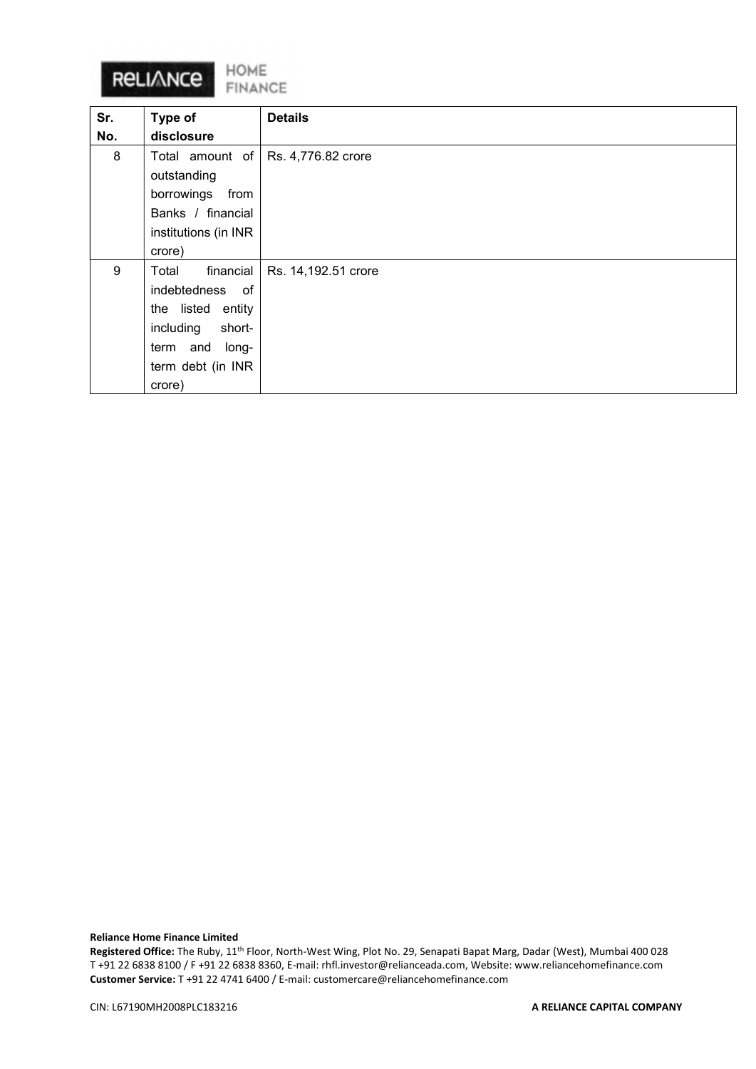| Sr. No. | Type of disclosure | Details |
|---|---|---|
| 8 | Total amount of outstanding borrowings from Banks / financial institutions (in INR crore) | Rs. 4,776.82 crore |
| 9 | Total financial indebtedness of the listed entity including short-term and long-term debt (in INR crore) | Rs. 14,192.51 crore |

**Reliance Home Finance Limited**
**Registered Office:** The Ruby, 11th Floor, North-West Wing, Plot No. 29, Senapati Bapat Marg, Dadar (West), Mumbai 400 028
T +91 22 6838 8100 / F +91 22 6838 8360, E-mail: rhfl.investor@relianceada.com, Website: www.reliancehomefinance.com
**Customer Service:** T +91 22 4741 6400 / E-mail: customercare@reliancehomefinance.com

CIN: L67190MH2008PLC183216

**A RELIANCE CAPITAL COMPANY**